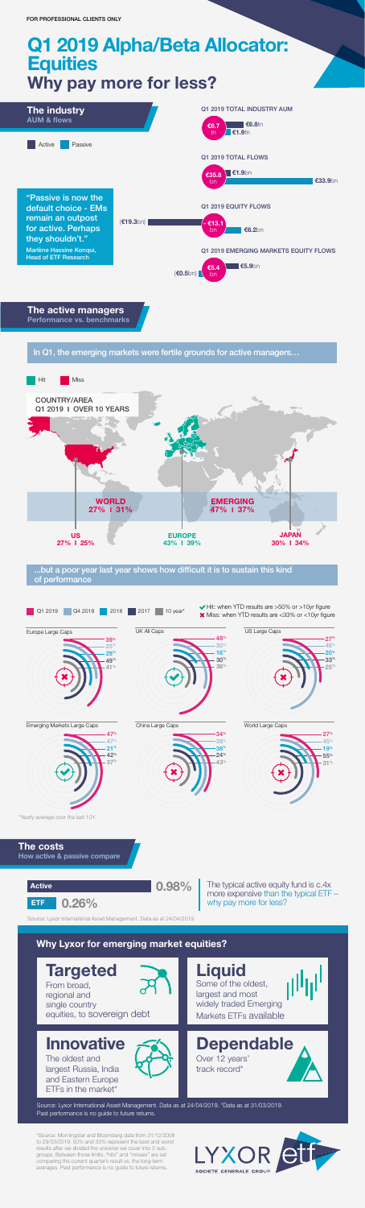FOR PROFESSIONAL CLIENTS ONLY

# Q1 2019 Alpha/Beta Allocator: Equities

## Why pay more for less?

### The industry

**AUM & flows**

Active | Passive

"Passive is now the default choice - EMs remain an outpost for active. Perhaps they shouldn't."
Marlene Hassine Konqui, Head of ETF Research

| | Active | Passive |
|---|---|---|
| Q1 2019 TOTAL INDUSTRY AUM | €8.7tn | €1.9tn |
| Q1 2019 TOTAL FLOWS | €1.9bn | €33.9bn |
| Q1 2019 EQUITY FLOWS | (€19.3bn) | €6.2bn |
| Q1 2019 EMERGING MARKETS EQUITY FLOWS | (€0.5bn) | €5.9bn |

Totals: €6.8tn (total industry AUM), €35.8bn (total flows), -€13.1bn (equity flows), €5.4bn (emerging markets equity flows)

### The active managers

**Performance vs. benchmarks**

In Q1, the emerging markets were fertile grounds for active managers…

Hit | Miss

COUNTRY/AREA
Q1 2019 | OVER 10 YEARS

| Country/Area | Q1 2019 | Over 10 years |
|---|---|---|
| WORLD | 27% | 31% |
| EMERGING | 47% | 37% |
| US | 27% | 25% |
| EUROPE | 43% | 39% |
| JAPAN | 30% | 34% |

…but a poor year last year shows how difficult it is to sustain this kind of performance

✔ Hit: when YTD results are >50% or >10yr figure
✖ Miss: when YTD results are <33% or <10yr figure

| | Q1 2019 | Q4 2018 | 2018 | 2017 | 10 year* | Result |
|---|---|---|---|---|---|---|
| Europe Large Caps | 39% | 25% | 29% | 49% | 41% | Miss |
| UK All Caps | 48% | 30% | 16% | 30% | 36% | Hit |
| US Large Caps | 27% | 46% | 20% | 33% | 25% | Miss |
| Emerging Markets Large Caps | 47% | 47% | 21% | 42% | 37% | Hit |
| China Large Caps | 34% | 38% | 38% | 24% | 43% | Miss |
| World Large Caps | 27% | 45% | 19% | 55% | 31% | Miss |

*Yearly average over the last 10Y

### The costs

**How active & passive compare**

| Active | 0.98% |
|---|---|
| ETF | 0.26% |

The typical active equity fund is c.4x more expensive than the typical ETF – why pay more for less?

Source: Lyxor International Asset Management. Data as at 24/04/2019

### Why Lyxor for emerging market equities?

**Targeted**
From broad, regional and single country equities, to sovereign debt

**Liquid**
Some of the oldest, largest and most widely traded Emerging Markets ETFs available

**Innovative**
The oldest and largest Russia, India and Eastern Europe ETFs in the market*

**Dependable**
Over 12 years' track record*

Source: Lyxor International Asset Management. Data as at 24/04/2019. *Data as at 31/03/2019. Past performance is no guide to future returns.

*Source: Morningstar and Bloomberg data from 31/12/2008 to 29/03/2019. 50% and 33% represent the best and worst results after we divided the universe we cover into 3 subgroups. Between those limits, "hits" and "misses" are set comparing the current quarter's result vs. the long-term averages. Past performance is no guide to future returns.

LYXOR etf
SOCIETE GENERALE GROUP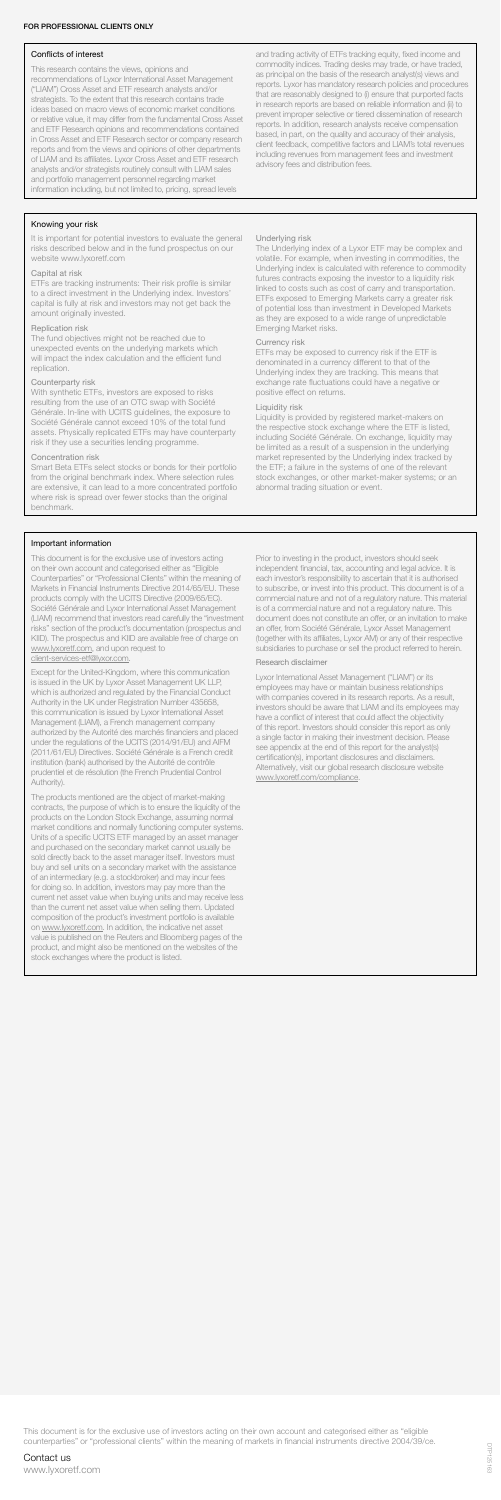FOR PROFESSIONAL CLIENTS ONLY

## Conflicts of interest

This research contains the views, opinions and recommendations of Lyxor International Asset Management ("LIAM") Cross Asset and ETF research analysts and/or strategists. To the extent that this research contains trade ideas based on macro views of economic market conditions or relative value, it may differ from the fundamental Cross Asset and ETF Research opinions and recommendations contained in Cross Asset and ETF Research sector or company research reports and from the views and opinions of other departments of LIAM and its affiliates. Lyxor Cross Asset and ETF research analysts and/or strategists routinely consult with LIAM sales and portfolio management personnel regarding market information including, but not limited to, pricing, spread levels and trading activity of ETFs tracking equity, fixed income and commodity indices. Trading desks may trade, or have traded, as principal on the basis of the research analyst(s) views and reports. Lyxor has mandatory research policies and procedures that are reasonably designed to (i) ensure that purported facts in research reports are based on reliable information and (ii) to prevent improper selective or tiered dissemination of research reports. In addition, research analysts receive compensation based, in part, on the quality and accuracy of their analysis, client feedback, competitive factors and LIAM's total revenues including revenues from management fees and investment advisory fees and distribution fees.

## Knowing your risk

It is important for potential investors to evaluate the general risks described below and in the fund prospectus on our website www.lyxoretf.com

### Capital at risk

ETFs are tracking instruments: Their risk profile is similar to a direct investment in the Underlying index. Investors' capital is fully at risk and investors may not get back the amount originally invested.

### Replication risk

The fund objectives might not be reached due to unexpected events on the underlying markets which will impact the index calculation and the efficient fund replication.

### Counterparty risk

With synthetic ETFs, investors are exposed to risks resulting from the use of an OTC swap with Société Générale. In-line with UCITS guidelines, the exposure to Société Générale cannot exceed 10% of the total fund assets. Physically replicated ETFs may have counterparty risk if they use a securities lending programme.

### Concentration risk

Smart Beta ETFs select stocks or bonds for their portfolio from the original benchmark index. Where selection rules are extensive, it can lead to a more concentrated portfolio where risk is spread over fewer stocks than the original benchmark.

### Underlying risk

The Underlying index of a Lyxor ETF may be complex and volatile. For example, when investing in commodities, the Underlying index is calculated with reference to commodity futures contracts exposing the investor to a liquidity risk linked to costs such as cost of carry and transportation. ETFs exposed to Emerging Markets carry a greater risk of potential loss than investment in Developed Markets as they are exposed to a wide range of unpredictable Emerging Market risks.

### Currency risk

ETFs may be exposed to currency risk if the ETF is denominated in a currency different to that of the Underlying index they are tracking. This means that exchange rate fluctuations could have a negative or positive effect on returns.

### Liquidity risk

Liquidity is provided by registered market-makers on the respective stock exchange where the ETF is listed, including Société Générale. On exchange, liquidity may be limited as a result of a suspension in the underlying market represented by the Underlying index tracked by the ETF; a failure in the systems of one of the relevant stock exchanges, or other market-maker systems; or an abnormal trading situation or event.

## Important information

This document is for the exclusive use of investors acting on their own account and categorised either as "Eligible Counterparties" or "Professional Clients" within the meaning of Markets in Financial Instruments Directive 2014/65/EU. These products comply with the UCITS Directive (2009/65/EC). Société Générale and Lyxor International Asset Management (LIAM) recommend that investors read carefully the "investment risks" section of the product's documentation (prospectus and KIID). The prospectus and KIID are available free of charge on www.lyxoretf.com, and upon request to client-services-etf@lyxor.com.

Except for the United-Kingdom, where this communication is issued in the UK by Lyxor Asset Management UK LLP, which is authorized and regulated by the Financial Conduct Authority in the UK under Registration Number 435658, this communication is issued by Lyxor International Asset Management (LIAM), a French management company authorized by the Autorité des marchés financiers and placed under the regulations of the UCITS (2014/91/EU) and AIFM (2011/61/EU) Directives. Société Générale is a French credit institution (bank) authorised by the Autorité de contrôle prudentiel et de résolution (the French Prudential Control Authority).

The products mentioned are the object of market-making contracts, the purpose of which is to ensure the liquidity of the products on the London Stock Exchange, assuming normal market conditions and normally functioning computer systems. Units of a specific UCITS ETF managed by an asset manager and purchased on the secondary market cannot usually be sold directly back to the asset manager itself. Investors must buy and sell units on a secondary market with the assistance of an intermediary (e.g. a stockbroker) and may incur fees for doing so. In addition, investors may pay more than the current net asset value when buying units and may receive less than the current net asset value when selling them. Updated composition of the product's investment portfolio is available on www.lyxoretf.com. In addition, the indicative net asset value is published on the Reuters and Bloomberg pages of the product, and might also be mentioned on the websites of the stock exchanges where the product is listed.

Prior to investing in the product, investors should seek independent financial, tax, accounting and legal advice. It is each investor's responsibility to ascertain that it is authorised to subscribe, or invest into this product. This document is of a commercial nature and not of a regulatory nature. This material is of a commercial nature and not a regulatory nature. This document does not constitute an offer, or an invitation to make an offer, from Société Générale, Lyxor Asset Management (together with its affiliates, Lyxor AM) or any of their respective subsidiaries to purchase or sell the product referred to herein.

### Research disclaimer

Lyxor International Asset Management ("LIAM") or its employees may have or maintain business relationships with companies covered in its research reports. As a result, investors should be aware that LIAM and its employees may have a conflict of interest that could affect the objectivity of this report. Investors should consider this report as only a single factor in making their investment decision. Please see appendix at the end of this report for the analyst(s) certification(s), important disclosures and disclaimers. Alternatively, visit our global research disclosure website www.lyxoretf.com/compliance.

This document is for the exclusive use of investors acting on their own account and categorised either as "eligible counterparties" or "professional clients" within the meaning of markets in financial instruments directive 2004/39/ce.

Contact us
www.lyxoretf.com